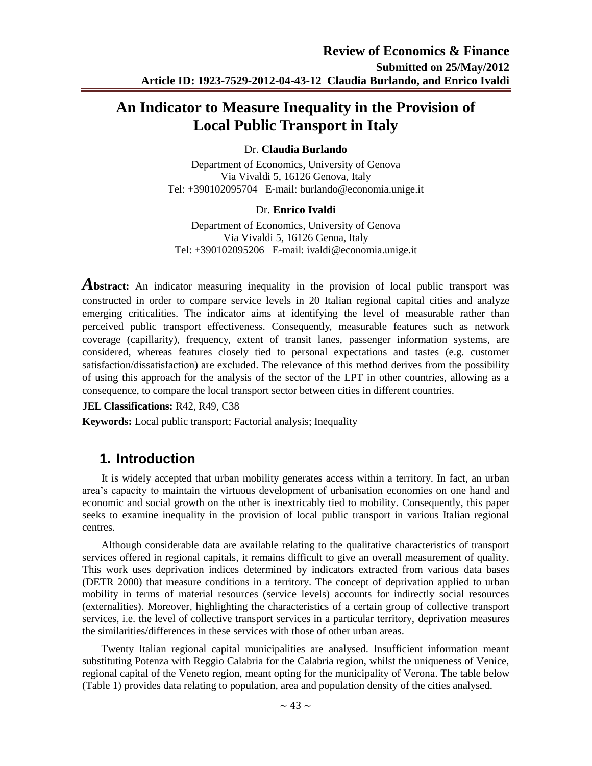# An Indicator to Measure Inequality in the Provision of Local Public Transport in Italy

Dr. **Claudia Burlando**

Department of Economics, University of Genova
Via Vivaldi 5, 16126 Genova, Italy
Tel: +390102095704 E-mail: burlando@economia.unige.it

Dr. **Enrico Ivaldi**

Department of Economics, University of Genova
Via Vivaldi 5, 16126 Genoa, Italy
Tel: +390102095206 E-mail: ivaldi@economia.unige.it

**Abstract:** An indicator measuring inequality in the provision of local public transport was constructed in order to compare service levels in 20 Italian regional capital cities and analyze emerging criticalities. The indicator aims at identifying the level of measurable rather than perceived public transport effectiveness. Consequently, measurable features such as network coverage (capillarity), frequency, extent of transit lanes, passenger information systems, are considered, whereas features closely tied to personal expectations and tastes (e.g. customer satisfaction/dissatisfaction) are excluded. The relevance of this method derives from the possibility of using this approach for the analysis of the sector of the LPT in other countries, allowing as a consequence, to compare the local transport sector between cities in different countries.

**JEL Classifications:** R42, R49, C38

**Keywords:** Local public transport; Factorial analysis; Inequality

## 1. Introduction

It is widely accepted that urban mobility generates access within a territory. In fact, an urban area's capacity to maintain the virtuous development of urbanisation economies on one hand and economic and social growth on the other is inextricably tied to mobility. Consequently, this paper seeks to examine inequality in the provision of local public transport in various Italian regional centres.

Although considerable data are available relating to the qualitative characteristics of transport services offered in regional capitals, it remains difficult to give an overall measurement of quality. This work uses deprivation indices determined by indicators extracted from various data bases (DETR 2000) that measure conditions in a territory. The concept of deprivation applied to urban mobility in terms of material resources (service levels) accounts for indirectly social resources (externalities). Moreover, highlighting the characteristics of a certain group of collective transport services, i.e. the level of collective transport services in a particular territory, deprivation measures the similarities/differences in these services with those of other urban areas.

Twenty Italian regional capital municipalities are analysed. Insufficient information meant substituting Potenza with Reggio Calabria for the Calabria region, whilst the uniqueness of Venice, regional capital of the Veneto region, meant opting for the municipality of Verona. The table below (Table 1) provides data relating to population, area and population density of the cities analysed.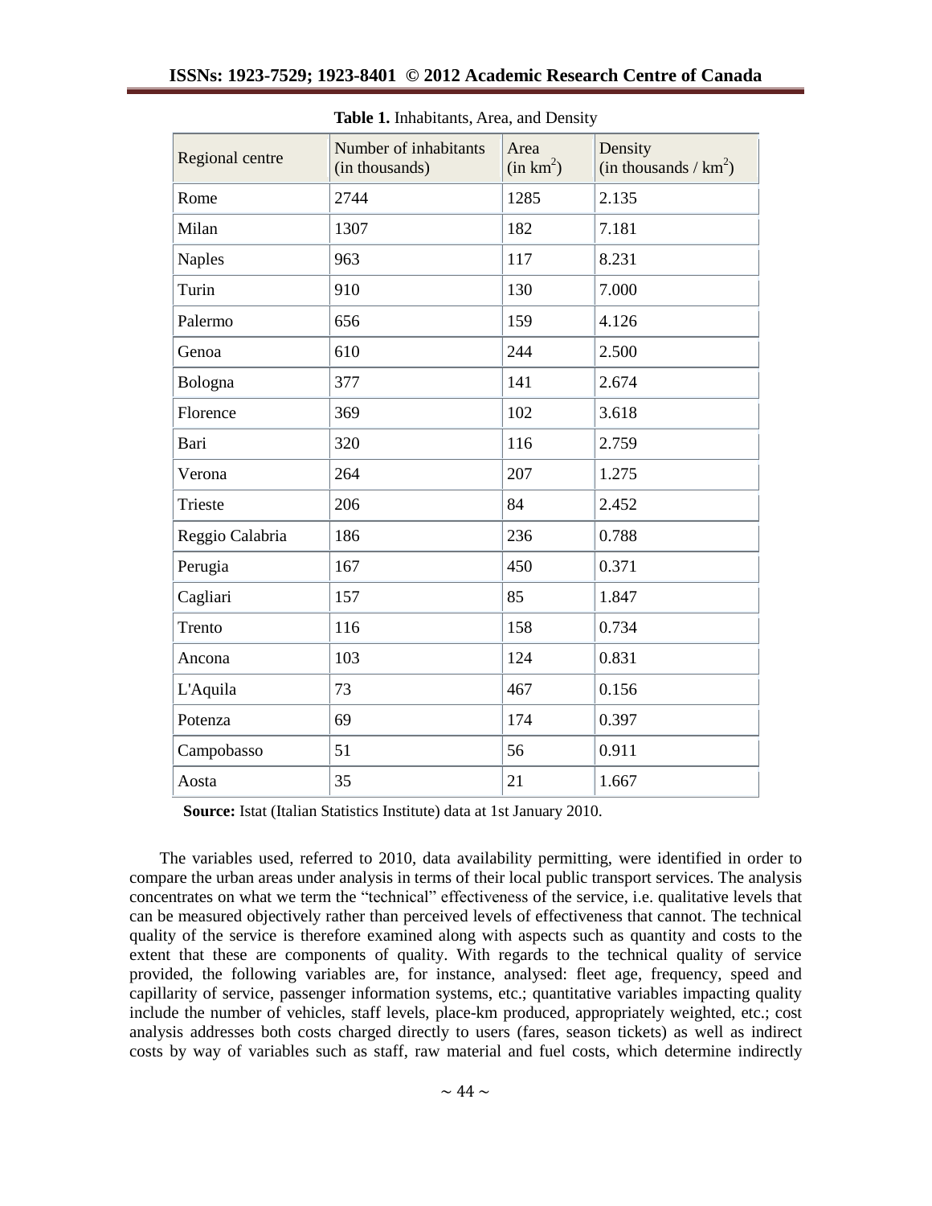**Table 1.** Inhabitants, Area, and Density

| Regional centre | Number of inhabitants (in thousands) | Area (in $km^2$) | Density (in thousands / $km^2$) |
|---|---|---|---|
| Rome | 2744 | 1285 | 2.135 |
| Milan | 1307 | 182 | 7.181 |
| Naples | 963 | 117 | 8.231 |
| Turin | 910 | 130 | 7.000 |
| Palermo | 656 | 159 | 4.126 |
| Genoa | 610 | 244 | 2.500 |
| Bologna | 377 | 141 | 2.674 |
| Florence | 369 | 102 | 3.618 |
| Bari | 320 | 116 | 2.759 |
| Verona | 264 | 207 | 1.275 |
| Trieste | 206 | 84 | 2.452 |
| Reggio Calabria | 186 | 236 | 0.788 |
| Perugia | 167 | 450 | 0.371 |
| Cagliari | 157 | 85 | 1.847 |
| Trento | 116 | 158 | 0.734 |
| Ancona | 103 | 124 | 0.831 |
| L'Aquila | 73 | 467 | 0.156 |
| Potenza | 69 | 174 | 0.397 |
| Campobasso | 51 | 56 | 0.911 |
| Aosta | 35 | 21 | 1.667 |

**Source:** Istat (Italian Statistics Institute) data at 1st January 2010.

The variables used, referred to 2010, data availability permitting, were identified in order to compare the urban areas under analysis in terms of their local public transport services. The analysis concentrates on what we term the "technical" effectiveness of the service, i.e. qualitative levels that can be measured objectively rather than perceived levels of effectiveness that cannot. The technical quality of the service is therefore examined along with aspects such as quantity and costs to the extent that these are components of quality. With regards to the technical quality of service provided, the following variables are, for instance, analysed: fleet age, frequency, speed and capillarity of service, passenger information systems, etc.; quantitative variables impacting quality include the number of vehicles, staff levels, place-km produced, appropriately weighted, etc.; cost analysis addresses both costs charged directly to users (fares, season tickets) as well as indirect costs by way of variables such as staff, raw material and fuel costs, which determine indirectly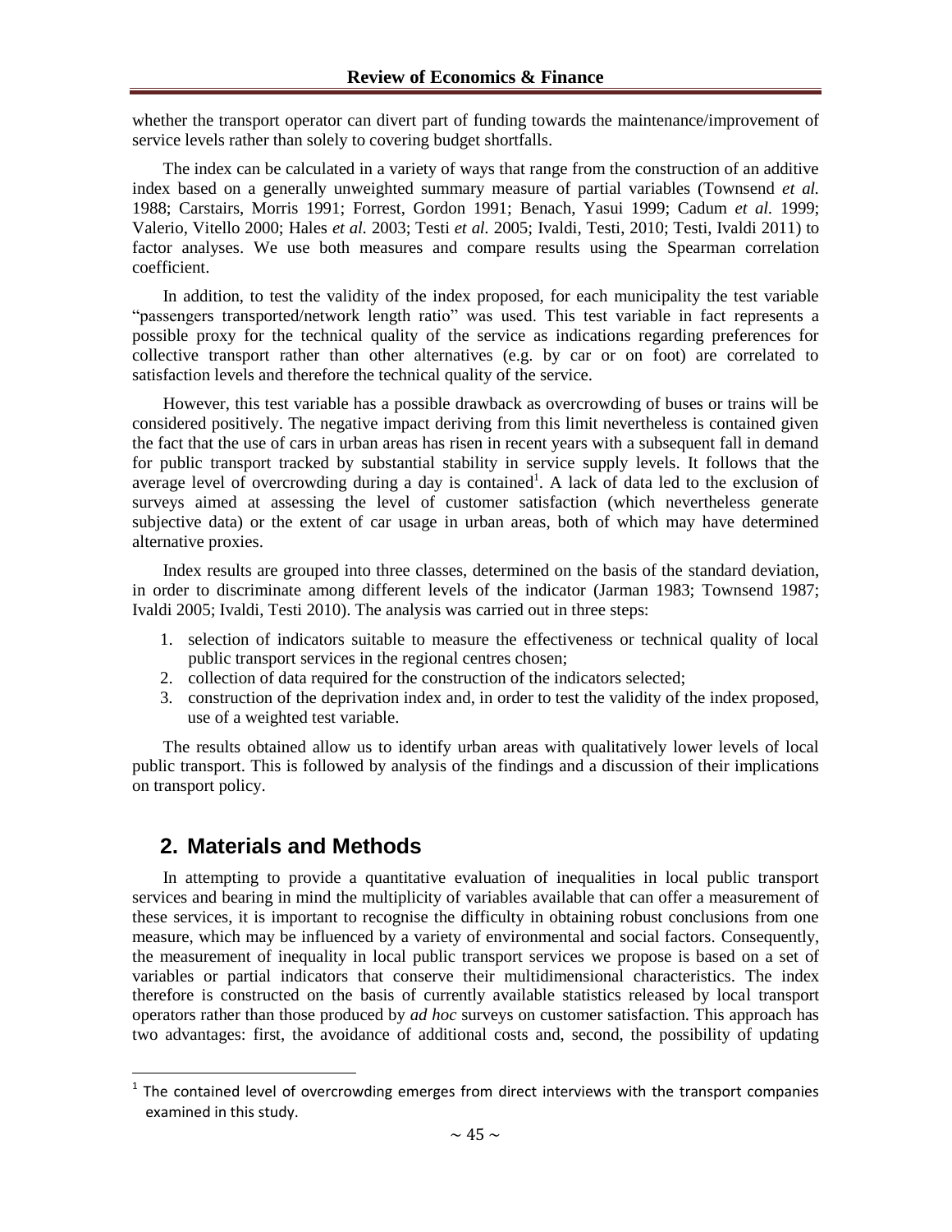whether the transport operator can divert part of funding towards the maintenance/improvement of service levels rather than solely to covering budget shortfalls.

The index can be calculated in a variety of ways that range from the construction of an additive index based on a generally unweighted summary measure of partial variables (Townsend *et al.* 1988; Carstairs, Morris 1991; Forrest, Gordon 1991; Benach, Yasui 1999; Cadum *et al.* 1999; Valerio, Vitello 2000; Hales *et al.* 2003; Testi *et al.* 2005; Ivaldi, Testi, 2010; Testi, Ivaldi 2011) to factor analyses. We use both measures and compare results using the Spearman correlation coefficient.

In addition, to test the validity of the index proposed, for each municipality the test variable "passengers transported/network length ratio" was used. This test variable in fact represents a possible proxy for the technical quality of the service as indications regarding preferences for collective transport rather than other alternatives (e.g. by car or on foot) are correlated to satisfaction levels and therefore the technical quality of the service.

However, this test variable has a possible drawback as overcrowding of buses or trains will be considered positively. The negative impact deriving from this limit nevertheless is contained given the fact that the use of cars in urban areas has risen in recent years with a subsequent fall in demand for public transport tracked by substantial stability in service supply levels. It follows that the average level of overcrowding during a day is contained[1]. A lack of data led to the exclusion of surveys aimed at assessing the level of customer satisfaction (which nevertheless generate subjective data) or the extent of car usage in urban areas, both of which may have determined alternative proxies.

Index results are grouped into three classes, determined on the basis of the standard deviation, in order to discriminate among different levels of the indicator (Jarman 1983; Townsend 1987; Ivaldi 2005; Ivaldi, Testi 2010). The analysis was carried out in three steps:

1. selection of indicators suitable to measure the effectiveness or technical quality of local public transport services in the regional centres chosen;
2. collection of data required for the construction of the indicators selected;
3. construction of the deprivation index and, in order to test the validity of the index proposed, use of a weighted test variable.

The results obtained allow us to identify urban areas with qualitatively lower levels of local public transport. This is followed by analysis of the findings and a discussion of their implications on transport policy.

## 2. Materials and Methods

In attempting to provide a quantitative evaluation of inequalities in local public transport services and bearing in mind the multiplicity of variables available that can offer a measurement of these services, it is important to recognise the difficulty in obtaining robust conclusions from one measure, which may be influenced by a variety of environmental and social factors. Consequently, the measurement of inequality in local public transport services we propose is based on a set of variables or partial indicators that conserve their multidimensional characteristics. The index therefore is constructed on the basis of currently available statistics released by local transport operators rather than those produced by *ad hoc* surveys on customer satisfaction. This approach has two advantages: first, the avoidance of additional costs and, second, the possibility of updating

[1] The contained level of overcrowding emerges from direct interviews with the transport companies examined in this study.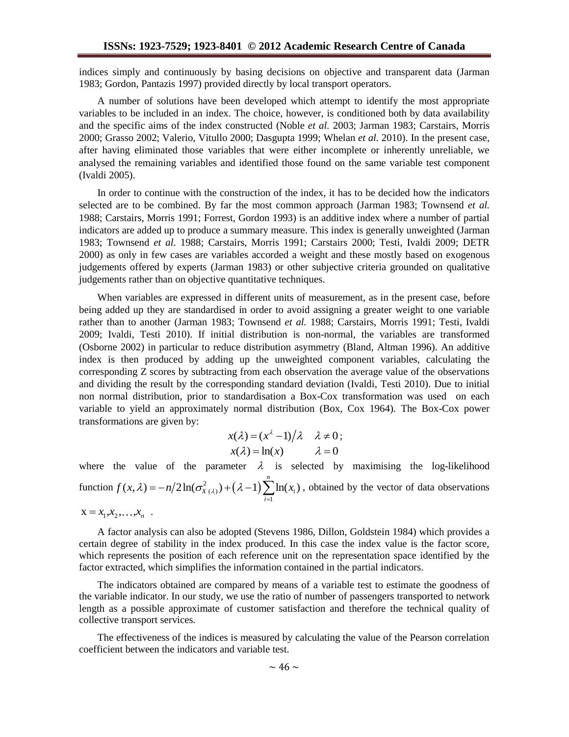indices simply and continuously by basing decisions on objective and transparent data (Jarman 1983; Gordon, Pantazis 1997) provided directly by local transport operators.

A number of solutions have been developed which attempt to identify the most appropriate variables to be included in an index. The choice, however, is conditioned both by data availability and the specific aims of the index constructed (Noble *et al.* 2003; Jarman 1983; Carstairs, Morris 2000; Grasso 2002; Valerio, Vitullo 2000; Dasgupta 1999; Whelan *et al.* 2010). In the present case, after having eliminated those variables that were either incomplete or inherently unreliable, we analysed the remaining variables and identified those found on the same variable test component (Ivaldi 2005).

In order to continue with the construction of the index, it has to be decided how the indicators selected are to be combined. By far the most common approach (Jarman 1983; Townsend *et al.* 1988; Carstairs, Morris 1991; Forrest, Gordon 1993) is an additive index where a number of partial indicators are added up to produce a summary measure. This index is generally unweighted (Jarman 1983; Townsend *et al.* 1988; Carstairs, Morris 1991; Carstairs 2000; Testi, Ivaldi 2009; DETR 2000) as only in few cases are variables accorded a weight and these mostly based on exogenous judgements offered by experts (Jarman 1983) or other subjective criteria grounded on qualitative judgements rather than on objective quantitative techniques.

When variables are expressed in different units of measurement, as in the present case, before being added up they are standardised in order to avoid assigning a greater weight to one variable rather than to another (Jarman 1983; Townsend *et al.* 1988; Carstairs, Morris 1991; Testi, Ivaldi 2009; Ivaldi, Testi 2010). If initial distribution is non-normal, the variables are transformed (Osborne 2002) in particular to reduce distribution asymmetry (Bland, Altman 1996). An additive index is then produced by adding up the unweighted component variables, calculating the corresponding Z scores by subtracting from each observation the average value of the observations and dividing the result by the corresponding standard deviation (Ivaldi, Testi 2010). Due to initial non normal distribution, prior to standardisation a Box-Cox transformation was used on each variable to yield an approximately normal distribution (Box, Cox 1964). The Box-Cox power transformations are given by:

$$x(\lambda) = (x^{\lambda} - 1)/\lambda \quad \lambda \neq 0;$$
$$x(\lambda) = \ln(x) \qquad \lambda = 0$$

where the value of the parameter $\lambda$ is selected by maximising the log-likelihood function $f(x,\lambda) = -n/2\ln(\sigma^2_{X(\lambda)}) + (\lambda - 1)\sum_{i=1}^{n}\ln(x_i)$, obtained by the vector of data observations $\mathrm{x} = x_1, x_2, \ldots, x_n$ .

A factor analysis can also be adopted (Stevens 1986, Dillon, Goldstein 1984) which provides a certain degree of stability in the index produced. In this case the index value is the factor score, which represents the position of each reference unit on the representation space identified by the factor extracted, which simplifies the information contained in the partial indicators.

The indicators obtained are compared by means of a variable test to estimate the goodness of the variable indicator. In our study, we use the ratio of number of passengers transported to network length as a possible approximate of customer satisfaction and therefore the technical quality of collective transport services.

The effectiveness of the indices is measured by calculating the value of the Pearson correlation coefficient between the indicators and variable test.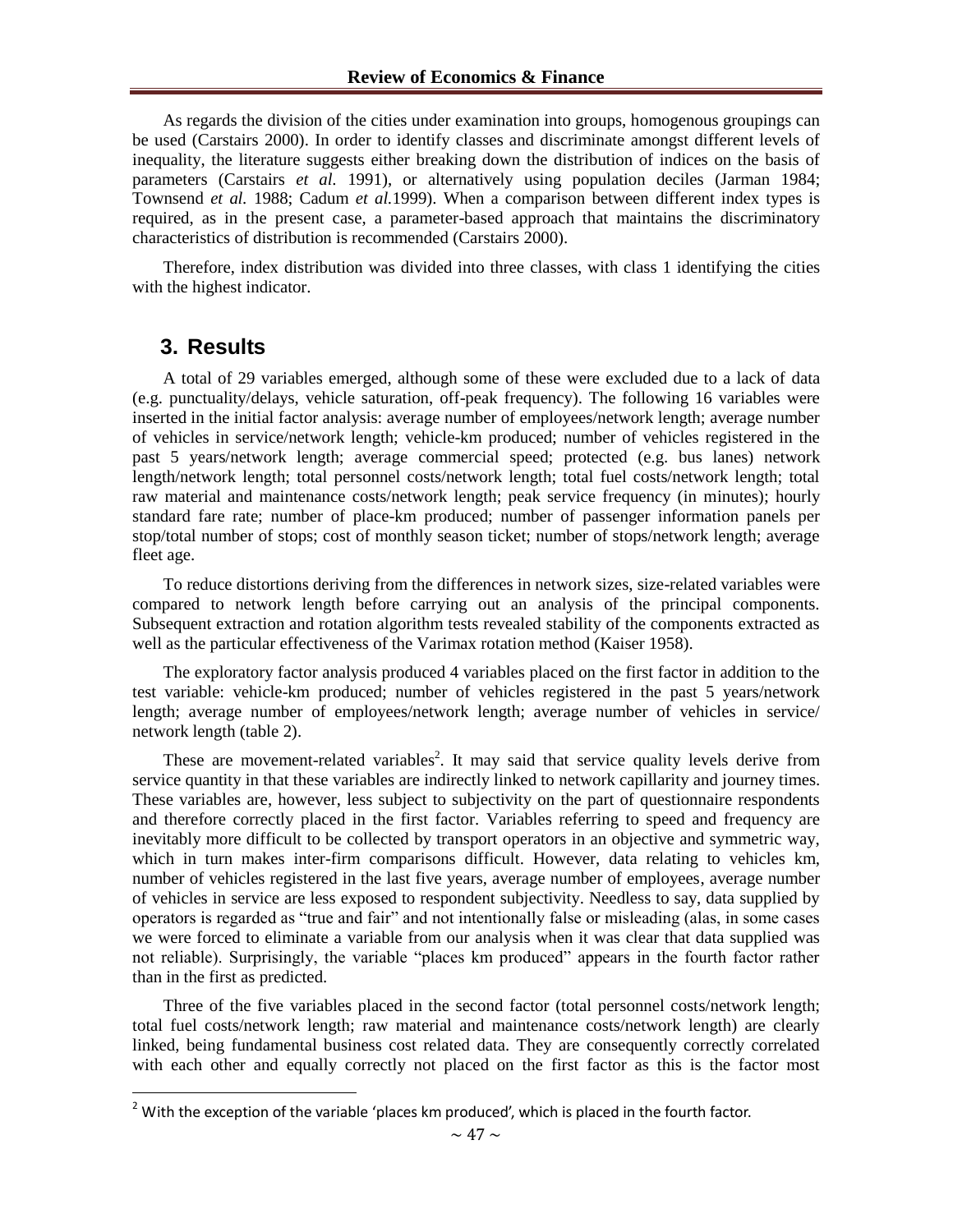As regards the division of the cities under examination into groups, homogenous groupings can be used (Carstairs 2000). In order to identify classes and discriminate amongst different levels of inequality, the literature suggests either breaking down the distribution of indices on the basis of parameters (Carstairs *et al*. 1991), or alternatively using population deciles (Jarman 1984; Townsend *et al.* 1988; Cadum *et al.*1999). When a comparison between different index types is required, as in the present case, a parameter-based approach that maintains the discriminatory characteristics of distribution is recommended (Carstairs 2000).

Therefore, index distribution was divided into three classes, with class 1 identifying the cities with the highest indicator.

## 3. Results

A total of 29 variables emerged, although some of these were excluded due to a lack of data (e.g. punctuality/delays, vehicle saturation, off-peak frequency). The following 16 variables were inserted in the initial factor analysis: average number of employees/network length; average number of vehicles in service/network length; vehicle-km produced; number of vehicles registered in the past 5 years/network length; average commercial speed; protected (e.g. bus lanes) network length/network length; total personnel costs/network length; total fuel costs/network length; total raw material and maintenance costs/network length; peak service frequency (in minutes); hourly standard fare rate; number of place-km produced; number of passenger information panels per stop/total number of stops; cost of monthly season ticket; number of stops/network length; average fleet age.

To reduce distortions deriving from the differences in network sizes, size-related variables were compared to network length before carrying out an analysis of the principal components. Subsequent extraction and rotation algorithm tests revealed stability of the components extracted as well as the particular effectiveness of the Varimax rotation method (Kaiser 1958).

The exploratory factor analysis produced 4 variables placed on the first factor in addition to the test variable: vehicle-km produced; number of vehicles registered in the past 5 years/network length; average number of employees/network length; average number of vehicles in service/ network length (table 2).

These are movement-related variables[2]. It may said that service quality levels derive from service quantity in that these variables are indirectly linked to network capillarity and journey times. These variables are, however, less subject to subjectivity on the part of questionnaire respondents and therefore correctly placed in the first factor. Variables referring to speed and frequency are inevitably more difficult to be collected by transport operators in an objective and symmetric way, which in turn makes inter-firm comparisons difficult. However, data relating to vehicles km, number of vehicles registered in the last five years, average number of employees, average number of vehicles in service are less exposed to respondent subjectivity. Needless to say, data supplied by operators is regarded as "true and fair" and not intentionally false or misleading (alas, in some cases we were forced to eliminate a variable from our analysis when it was clear that data supplied was not reliable). Surprisingly, the variable "places km produced" appears in the fourth factor rather than in the first as predicted.

Three of the five variables placed in the second factor (total personnel costs/network length; total fuel costs/network length; raw material and maintenance costs/network length) are clearly linked, being fundamental business cost related data. They are consequently correctly correlated with each other and equally correctly not placed on the first factor as this is the factor most

[2] With the exception of the variable 'places km produced', which is placed in the fourth factor.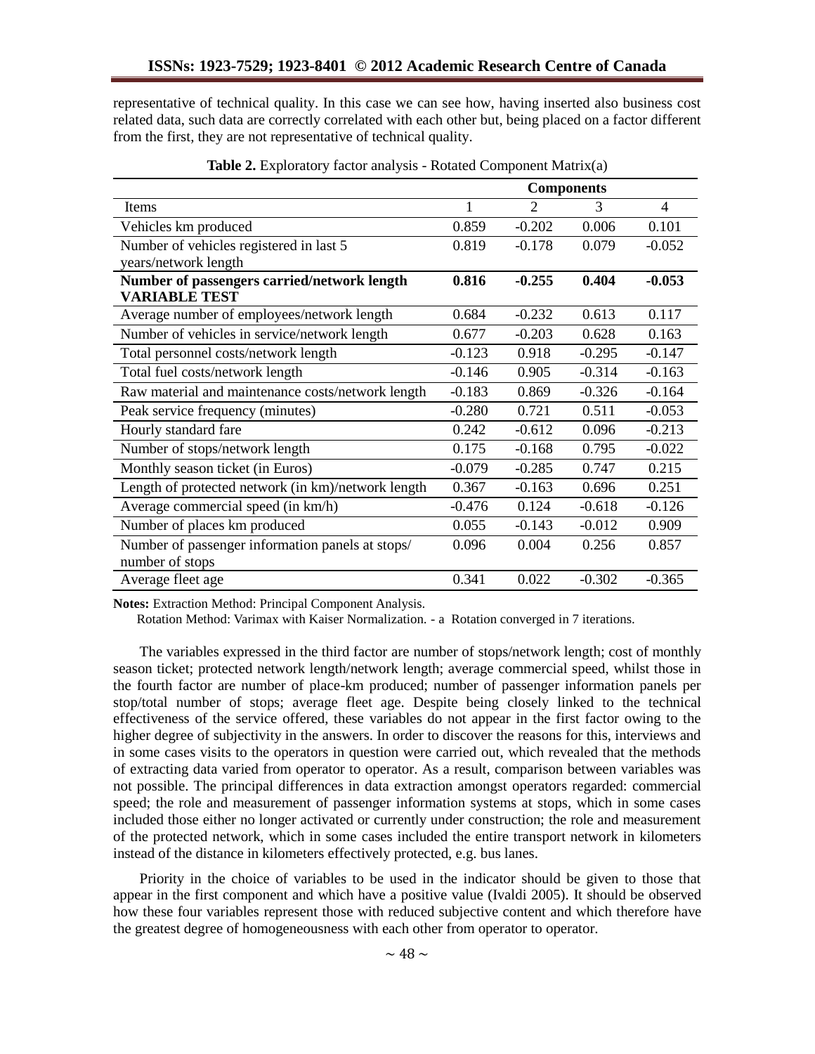representative of technical quality. In this case we can see how, having inserted also business cost related data, such data are correctly correlated with each other but, being placed on a factor different from the first, they are not representative of technical quality.

**Table 2.** Exploratory factor analysis - Rotated Component Matrix(a)

| | Components | | | |
|---|---|---|---|---|
| Items | 1 | 2 | 3 | 4 |
| Vehicles km produced | 0.859 | -0.202 | 0.006 | 0.101 |
| Number of vehicles registered in last 5 years/network length | 0.819 | -0.178 | 0.079 | -0.052 |
| **Number of passengers carried/network length VARIABLE TEST** | **0.816** | **-0.255** | **0.404** | **-0.053** |
| Average number of employees/network length | 0.684 | -0.232 | 0.613 | 0.117 |
| Number of vehicles in service/network length | 0.677 | -0.203 | 0.628 | 0.163 |
| Total personnel costs/network length | -0.123 | 0.918 | -0.295 | -0.147 |
| Total fuel costs/network length | -0.146 | 0.905 | -0.314 | -0.163 |
| Raw material and maintenance costs/network length | -0.183 | 0.869 | -0.326 | -0.164 |
| Peak service frequency (minutes) | -0.280 | 0.721 | 0.511 | -0.053 |
| Hourly standard fare | 0.242 | -0.612 | 0.096 | -0.213 |
| Number of stops/network length | 0.175 | -0.168 | 0.795 | -0.022 |
| Monthly season ticket (in Euros) | -0.079 | -0.285 | 0.747 | 0.215 |
| Length of protected network (in km)/network length | 0.367 | -0.163 | 0.696 | 0.251 |
| Average commercial speed (in km/h) | -0.476 | 0.124 | -0.618 | -0.126 |
| Number of places km produced | 0.055 | -0.143 | -0.012 | 0.909 |
| Number of passenger information panels at stops/ number of stops | 0.096 | 0.004 | 0.256 | 0.857 |
| Average fleet age | 0.341 | 0.022 | -0.302 | -0.365 |

**Notes:** Extraction Method: Principal Component Analysis.
Rotation Method: Varimax with Kaiser Normalization. - a Rotation converged in 7 iterations.

The variables expressed in the third factor are number of stops/network length; cost of monthly season ticket; protected network length/network length; average commercial speed, whilst those in the fourth factor are number of place-km produced; number of passenger information panels per stop/total number of stops; average fleet age. Despite being closely linked to the technical effectiveness of the service offered, these variables do not appear in the first factor owing to the higher degree of subjectivity in the answers. In order to discover the reasons for this, interviews and in some cases visits to the operators in question were carried out, which revealed that the methods of extracting data varied from operator to operator. As a result, comparison between variables was not possible. The principal differences in data extraction amongst operators regarded: commercial speed; the role and measurement of passenger information systems at stops, which in some cases included those either no longer activated or currently under construction; the role and measurement of the protected network, which in some cases included the entire transport network in kilometers instead of the distance in kilometers effectively protected, e.g. bus lanes.

Priority in the choice of variables to be used in the indicator should be given to those that appear in the first component and which have a positive value (Ivaldi 2005). It should be observed how these four variables represent those with reduced subjective content and which therefore have the greatest degree of homogeneousness with each other from operator to operator.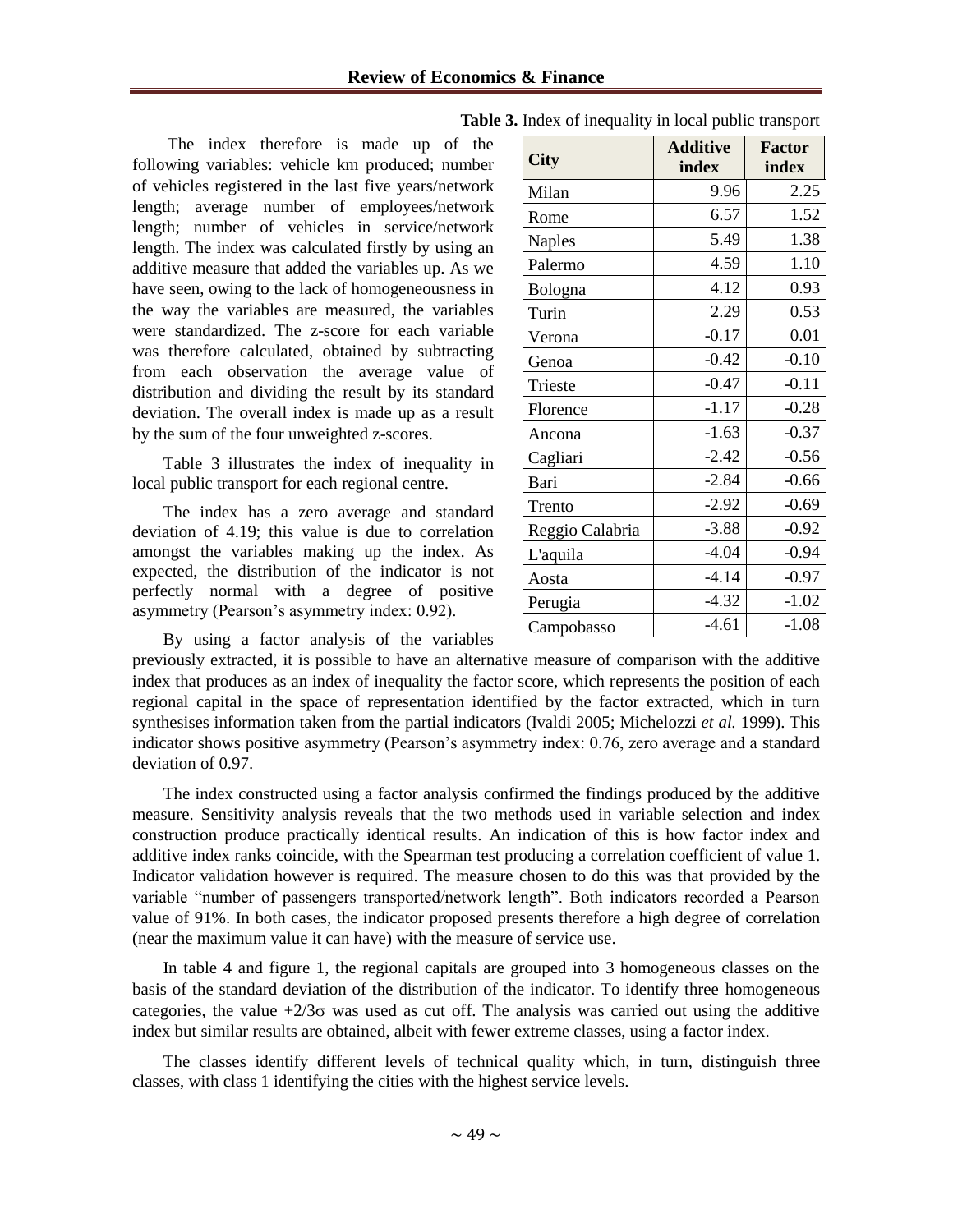The index therefore is made up of the following variables: vehicle km produced; number of vehicles registered in the last five years/network length; average number of employees/network length; number of vehicles in service/network length. The index was calculated firstly by using an additive measure that added the variables up. As we have seen, owing to the lack of homogeneousness in the way the variables are measured, the variables were standardized. The z-score for each variable was therefore calculated, obtained by subtracting from each observation the average value of distribution and dividing the result by its standard deviation. The overall index is made up as a result by the sum of the four unweighted z-scores.

Table 3 illustrates the index of inequality in local public transport for each regional centre.

The index has a zero average and standard deviation of 4.19; this value is due to correlation amongst the variables making up the index. As expected, the distribution of the indicator is not perfectly normal with a degree of positive asymmetry (Pearson's asymmetry index: 0.92).

**Table 3.** Index of inequality in local public transport

| City | Additive index | Factor index |
|---|---|---|
| Milan | 9.96 | 2.25 |
| Rome | 6.57 | 1.52 |
| Naples | 5.49 | 1.38 |
| Palermo | 4.59 | 1.10 |
| Bologna | 4.12 | 0.93 |
| Turin | 2.29 | 0.53 |
| Verona | -0.17 | 0.01 |
| Genoa | -0.42 | -0.10 |
| Trieste | -0.47 | -0.11 |
| Florence | -1.17 | -0.28 |
| Ancona | -1.63 | -0.37 |
| Cagliari | -2.42 | -0.56 |
| Bari | -2.84 | -0.66 |
| Trento | -2.92 | -0.69 |
| Reggio Calabria | -3.88 | -0.92 |
| L'aquila | -4.04 | -0.94 |
| Aosta | -4.14 | -0.97 |
| Perugia | -4.32 | -1.02 |
| Campobasso | -4.61 | -1.08 |

By using a factor analysis of the variables previously extracted, it is possible to have an alternative measure of comparison with the additive index that produces as an index of inequality the factor score, which represents the position of each regional capital in the space of representation identified by the factor extracted, which in turn synthesises information taken from the partial indicators (Ivaldi 2005; Michelozzi *et al.* 1999). This indicator shows positive asymmetry (Pearson's asymmetry index: 0.76, zero average and a standard deviation of 0.97.

The index constructed using a factor analysis confirmed the findings produced by the additive measure. Sensitivity analysis reveals that the two methods used in variable selection and index construction produce practically identical results. An indication of this is how factor index and additive index ranks coincide, with the Spearman test producing a correlation coefficient of value 1. Indicator validation however is required. The measure chosen to do this was that provided by the variable "number of passengers transported/network length". Both indicators recorded a Pearson value of 91%. In both cases, the indicator proposed presents therefore a high degree of correlation (near the maximum value it can have) with the measure of service use.

In table 4 and figure 1, the regional capitals are grouped into 3 homogeneous classes on the basis of the standard deviation of the distribution of the indicator. To identify three homogeneous categories, the value $+2/3\sigma$ was used as cut off. The analysis was carried out using the additive index but similar results are obtained, albeit with fewer extreme classes, using a factor index.

The classes identify different levels of technical quality which, in turn, distinguish three classes, with class 1 identifying the cities with the highest service levels.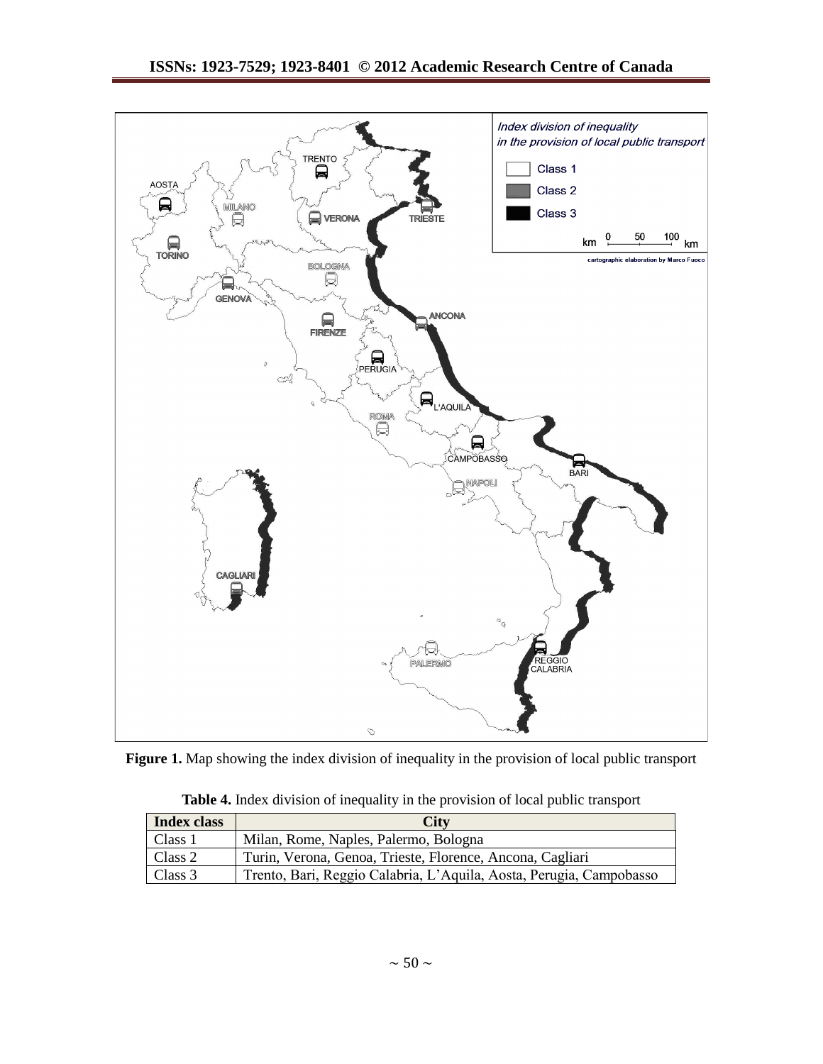**Figure 1.** Map showing the index division of inequality in the provision of local public transport

**Table 4.** Index division of inequality in the provision of local public transport

| Index class | City |
|---|---|
| Class 1 | Milan, Rome, Naples, Palermo, Bologna |
| Class 2 | Turin, Verona, Genoa, Trieste, Florence, Ancona, Cagliari |
| Class 3 | Trento, Bari, Reggio Calabria, L'Aquila, Aosta, Perugia, Campobasso |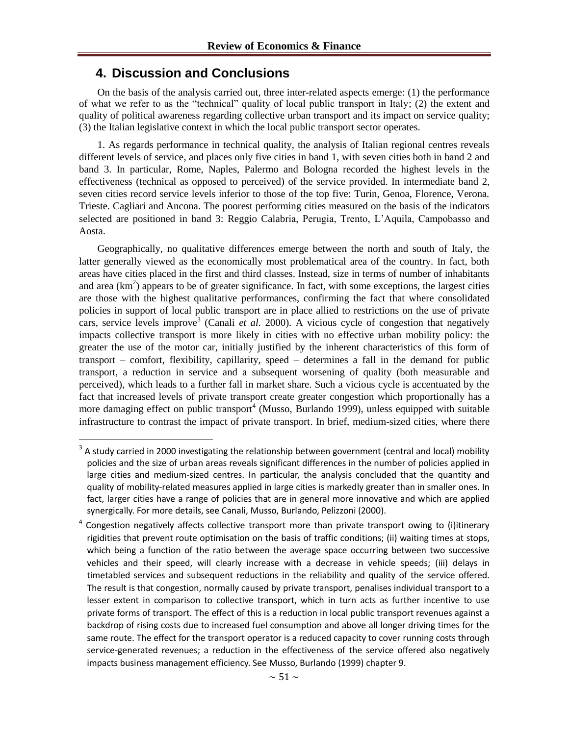## 4. Discussion and Conclusions

On the basis of the analysis carried out, three inter-related aspects emerge: (1) the performance of what we refer to as the "technical" quality of local public transport in Italy; (2) the extent and quality of political awareness regarding collective urban transport and its impact on service quality; (3) the Italian legislative context in which the local public transport sector operates.

1. As regards performance in technical quality, the analysis of Italian regional centres reveals different levels of service, and places only five cities in band 1, with seven cities both in band 2 and band 3. In particular, Rome, Naples, Palermo and Bologna recorded the highest levels in the effectiveness (technical as opposed to perceived) of the service provided. In intermediate band 2, seven cities record service levels inferior to those of the top five: Turin, Genoa, Florence, Verona. Trieste. Cagliari and Ancona. The poorest performing cities measured on the basis of the indicators selected are positioned in band 3: Reggio Calabria, Perugia, Trento, L'Aquila, Campobasso and Aosta.

Geographically, no qualitative differences emerge between the north and south of Italy, the latter generally viewed as the economically most problematical area of the country. In fact, both areas have cities placed in the first and third classes. Instead, size in terms of number of inhabitants and area ($km^2$) appears to be of greater significance. In fact, with some exceptions, the largest cities are those with the highest qualitative performances, confirming the fact that where consolidated policies in support of local public transport are in place allied to restrictions on the use of private cars, service levels improve[3] (Canali *et al.* 2000). A vicious cycle of congestion that negatively impacts collective transport is more likely in cities with no effective urban mobility policy: the greater the use of the motor car, initially justified by the inherent characteristics of this form of transport – comfort, flexibility, capillarity, speed – determines a fall in the demand for public transport, a reduction in service and a subsequent worsening of quality (both measurable and perceived), which leads to a further fall in market share. Such a vicious cycle is accentuated by the fact that increased levels of private transport create greater congestion which proportionally has a more damaging effect on public transport[4] (Musso, Burlando 1999), unless equipped with suitable infrastructure to contrast the impact of private transport. In brief, medium-sized cities, where there

---

[3] A study carried in 2000 investigating the relationship between government (central and local) mobility policies and the size of urban areas reveals significant differences in the number of policies applied in large cities and medium-sized centres. In particular, the analysis concluded that the quantity and quality of mobility-related measures applied in large cities is markedly greater than in smaller ones. In fact, larger cities have a range of policies that are in general more innovative and which are applied synergically. For more details, see Canali, Musso, Burlando, Pelizzoni (2000).

[4] Congestion negatively affects collective transport more than private transport owing to (i)itinerary rigidities that prevent route optimisation on the basis of traffic conditions; (ii) waiting times at stops, which being a function of the ratio between the average space occurring between two successive vehicles and their speed, will clearly increase with a decrease in vehicle speeds; (iii) delays in timetabled services and subsequent reductions in the reliability and quality of the service offered. The result is that congestion, normally caused by private transport, penalises individual transport to a lesser extent in comparison to collective transport, which in turn acts as further incentive to use private forms of transport. The effect of this is a reduction in local public transport revenues against a backdrop of rising costs due to increased fuel consumption and above all longer driving times for the same route. The effect for the transport operator is a reduced capacity to cover running costs through service-generated revenues; a reduction in the effectiveness of the service offered also negatively impacts business management efficiency. See Musso, Burlando (1999) chapter 9.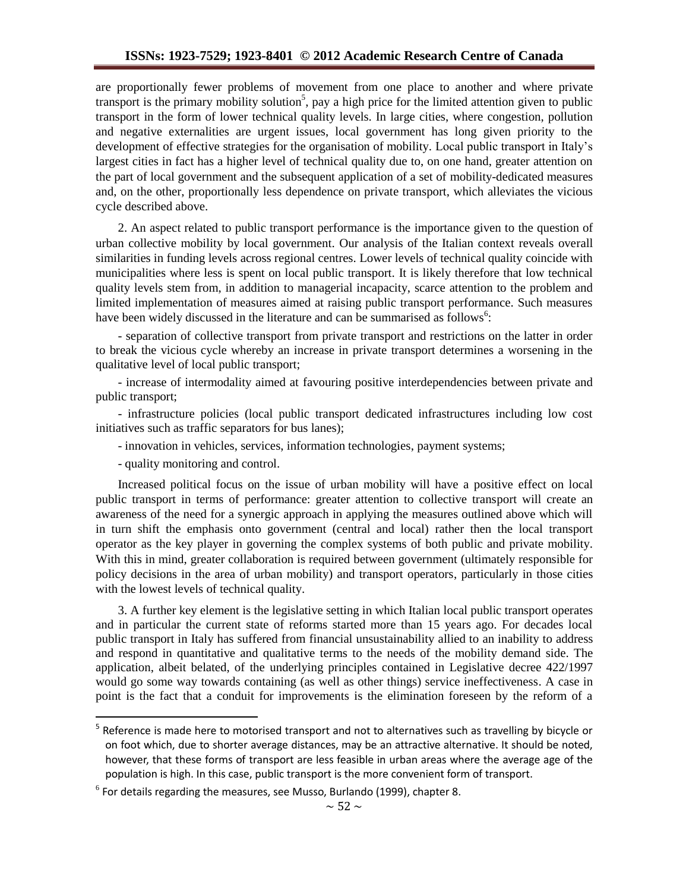are proportionally fewer problems of movement from one place to another and where private transport is the primary mobility solution[5], pay a high price for the limited attention given to public transport in the form of lower technical quality levels. In large cities, where congestion, pollution and negative externalities are urgent issues, local government has long given priority to the development of effective strategies for the organisation of mobility. Local public transport in Italy's largest cities in fact has a higher level of technical quality due to, on one hand, greater attention on the part of local government and the subsequent application of a set of mobility-dedicated measures and, on the other, proportionally less dependence on private transport, which alleviates the vicious cycle described above.

2. An aspect related to public transport performance is the importance given to the question of urban collective mobility by local government. Our analysis of the Italian context reveals overall similarities in funding levels across regional centres. Lower levels of technical quality coincide with municipalities where less is spent on local public transport. It is likely therefore that low technical quality levels stem from, in addition to managerial incapacity, scarce attention to the problem and limited implementation of measures aimed at raising public transport performance. Such measures have been widely discussed in the literature and can be summarised as follows[6]:

- separation of collective transport from private transport and restrictions on the latter in order to break the vicious cycle whereby an increase in private transport determines a worsening in the qualitative level of local public transport;
- increase of intermodality aimed at favouring positive interdependencies between private and public transport;
- infrastructure policies (local public transport dedicated infrastructures including low cost initiatives such as traffic separators for bus lanes);
- innovation in vehicles, services, information technologies, payment systems;
- quality monitoring and control.

Increased political focus on the issue of urban mobility will have a positive effect on local public transport in terms of performance: greater attention to collective transport will create an awareness of the need for a synergic approach in applying the measures outlined above which will in turn shift the emphasis onto government (central and local) rather then the local transport operator as the key player in governing the complex systems of both public and private mobility. With this in mind, greater collaboration is required between government (ultimately responsible for policy decisions in the area of urban mobility) and transport operators, particularly in those cities with the lowest levels of technical quality.

3. A further key element is the legislative setting in which Italian local public transport operates and in particular the current state of reforms started more than 15 years ago. For decades local public transport in Italy has suffered from financial unsustainability allied to an inability to address and respond in quantitative and qualitative terms to the needs of the mobility demand side. The application, albeit belated, of the underlying principles contained in Legislative decree 422/1997 would go some way towards containing (as well as other things) service ineffectiveness. A case in point is the fact that a conduit for improvements is the elimination foreseen by the reform of a

[5] Reference is made here to motorised transport and not to alternatives such as travelling by bicycle or on foot which, due to shorter average distances, may be an attractive alternative. It should be noted, however, that these forms of transport are less feasible in urban areas where the average age of the population is high. In this case, public transport is the more convenient form of transport.

[6] For details regarding the measures, see Musso, Burlando (1999), chapter 8.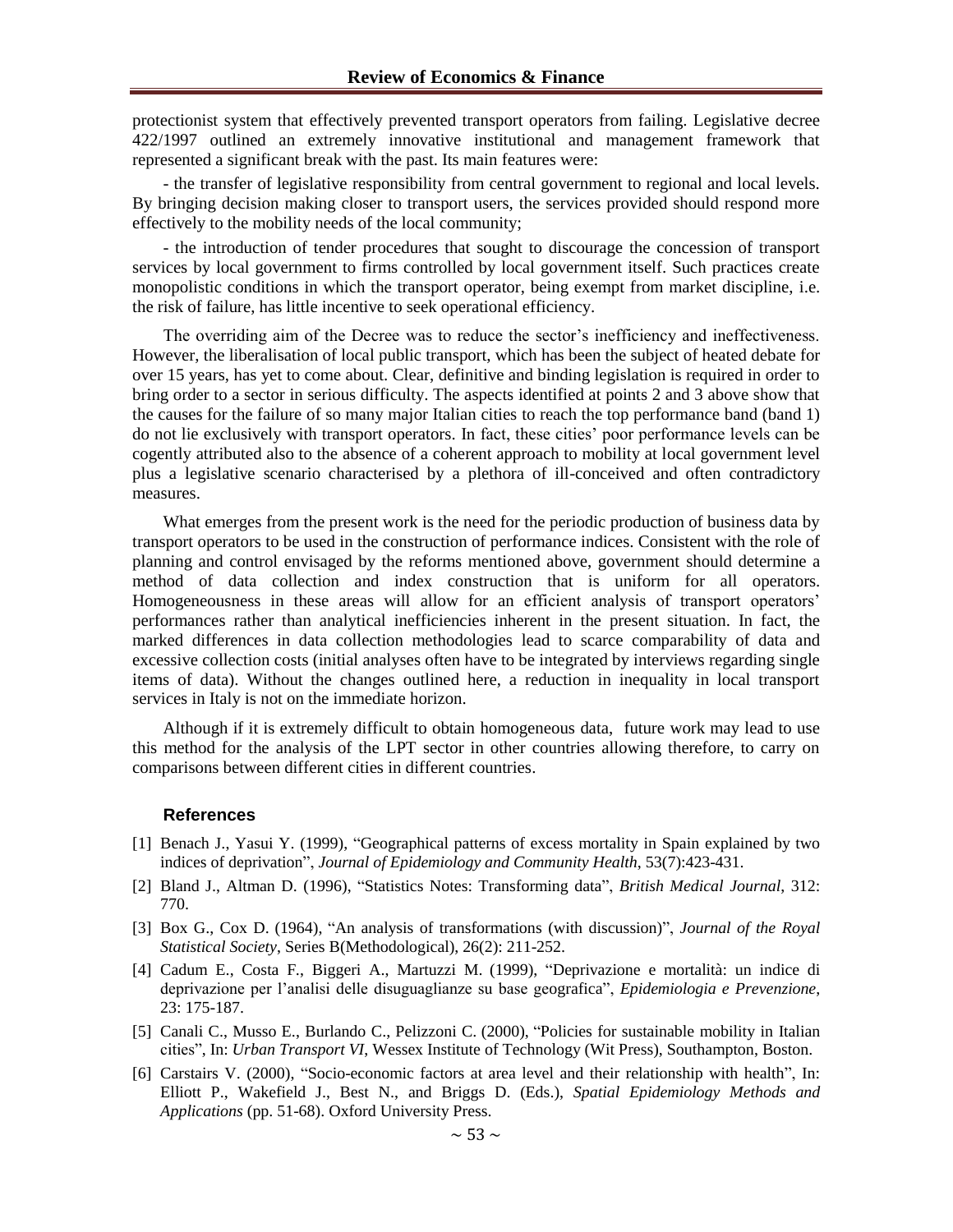protectionist system that effectively prevented transport operators from failing. Legislative decree 422/1997 outlined an extremely innovative institutional and management framework that represented a significant break with the past. Its main features were:

- the transfer of legislative responsibility from central government to regional and local levels. By bringing decision making closer to transport users, the services provided should respond more effectively to the mobility needs of the local community;

- the introduction of tender procedures that sought to discourage the concession of transport services by local government to firms controlled by local government itself. Such practices create monopolistic conditions in which the transport operator, being exempt from market discipline, i.e. the risk of failure, has little incentive to seek operational efficiency.

The overriding aim of the Decree was to reduce the sector's inefficiency and ineffectiveness. However, the liberalisation of local public transport, which has been the subject of heated debate for over 15 years, has yet to come about. Clear, definitive and binding legislation is required in order to bring order to a sector in serious difficulty. The aspects identified at points 2 and 3 above show that the causes for the failure of so many major Italian cities to reach the top performance band (band 1) do not lie exclusively with transport operators. In fact, these cities' poor performance levels can be cogently attributed also to the absence of a coherent approach to mobility at local government level plus a legislative scenario characterised by a plethora of ill-conceived and often contradictory measures.

What emerges from the present work is the need for the periodic production of business data by transport operators to be used in the construction of performance indices. Consistent with the role of planning and control envisaged by the reforms mentioned above, government should determine a method of data collection and index construction that is uniform for all operators. Homogeneousness in these areas will allow for an efficient analysis of transport operators' performances rather than analytical inefficiencies inherent in the present situation. In fact, the marked differences in data collection methodologies lead to scarce comparability of data and excessive collection costs (initial analyses often have to be integrated by interviews regarding single items of data). Without the changes outlined here, a reduction in inequality in local transport services in Italy is not on the immediate horizon.

Although if it is extremely difficult to obtain homogeneous data, future work may lead to use this method for the analysis of the LPT sector in other countries allowing therefore, to carry on comparisons between different cities in different countries.

## References

[1] Benach J., Yasui Y. (1999), "Geographical patterns of excess mortality in Spain explained by two indices of deprivation", *Journal of Epidemiology and Community Health*, 53(7):423-431.

[2] Bland J., Altman D. (1996), "Statistics Notes: Transforming data", *British Medical Journal*, 312: 770.

[3] Box G., Cox D. (1964), "An analysis of transformations (with discussion)", *Journal of the Royal Statistical Society*, Series B(Methodological), 26(2): 211-252.

[4] Cadum E., Costa F., Biggeri A., Martuzzi M. (1999), "Deprivazione e mortalità: un indice di deprivazione per l'analisi delle disuguaglianze su base geografica", *Epidemiologia e Prevenzione*, 23: 175-187.

[5] Canali C., Musso E., Burlando C., Pelizzoni C. (2000), "Policies for sustainable mobility in Italian cities", In: *Urban Transport VI*, Wessex Institute of Technology (Wit Press), Southampton, Boston.

[6] Carstairs V. (2000), "Socio-economic factors at area level and their relationship with health", In: Elliott P., Wakefield J., Best N., and Briggs D. (Eds.), *Spatial Epidemiology Methods and Applications* (pp. 51-68). Oxford University Press.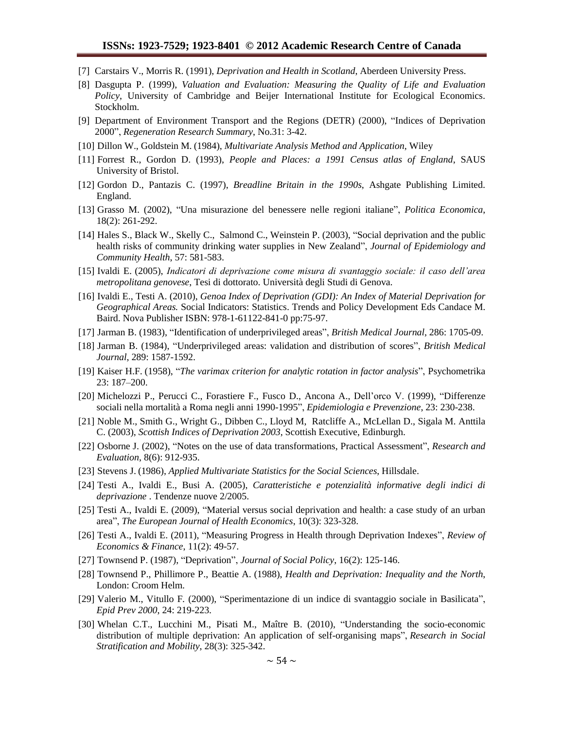[7] Carstairs V., Morris R. (1991), *Deprivation and Health in Scotland*, Aberdeen University Press.

[8] Dasgupta P. (1999), *Valuation and Evaluation: Measuring the Quality of Life and Evaluation Policy*, University of Cambridge and Beijer International Institute for Ecological Economics. Stockholm.

[9] Department of Environment Transport and the Regions (DETR) (2000), "Indices of Deprivation 2000", *Regeneration Research Summary*, No.31: 3-42.

[10] Dillon W., Goldstein M. (1984), *Multivariate Analysis Method and Application*, Wiley

[11] Forrest R., Gordon D. (1993), *People and Places: a 1991 Census atlas of England*, SAUS University of Bristol.

[12] Gordon D., Pantazis C. (1997), *Breadline Britain in the 1990s*, Ashgate Publishing Limited. England.

[13] Grasso M. (2002), "Una misurazione del benessere nelle regioni italiane", *Politica Economica*, 18(2): 261-292.

[14] Hales S., Black W., Skelly C., Salmond C., Weinstein P. (2003), "Social deprivation and the public health risks of community drinking water supplies in New Zealand", *Journal of Epidemiology and Community Health*, 57: 581-583.

[15] Ivaldi E. (2005), *Indicatori di deprivazione come misura di svantaggio sociale: il caso dell'area metropolitana genovese*, Tesi di dottorato. Università degli Studi di Genova.

[16] Ivaldi E., Testi A. (2010), *Genoa Index of Deprivation (GDI): An Index of Material Deprivation for Geographical Areas.* Social Indicators: Statistics. Trends and Policy Development Eds Candace M. Baird. Nova Publisher ISBN: 978-1-61122-841-0 pp:75-97.

[17] Jarman B. (1983), "Identification of underprivileged areas", *British Medical Journal*, 286: 1705-09.

[18] Jarman B. (1984), "Underprivileged areas: validation and distribution of scores", *British Medical Journal*, 289: 1587-1592.

[19] Kaiser H.F. (1958), "*The varimax criterion for analytic rotation in factor analysis*", Psychometrika 23: 187–200.

[20] Michelozzi P., Perucci C., Forastiere F., Fusco D., Ancona A., Dell'orco V. (1999), "Differenze sociali nella mortalità a Roma negli anni 1990-1995", *Epidemiologia e Prevenzione*, 23: 230-238.

[21] Noble M., Smith G., Wright G., Dibben C., Lloyd M, Ratcliffe A., McLellan D., Sigala M. Anttila C. (2003), *Scottish Indices of Deprivation 2003*, Scottish Executive, Edinburgh.

[22] Osborne J. (2002), "Notes on the use of data transformations, Practical Assessment", *Research and Evaluation*, 8(6): 912-935.

[23] Stevens J. (1986), *Applied Multivariate Statistics for the Social Sciences*, Hillsdale.

[24] Testi A., Ivaldi E., Busi A. (2005), *Caratteristiche e potenzialità informative degli indici di deprivazione* . Tendenze nuove 2/2005.

[25] Testi A., Ivaldi E. (2009), "Material versus social deprivation and health: a case study of an urban area", *The European Journal of Health Economics*, 10(3): 323-328.

[26] Testi A., Ivaldi E. (2011), "Measuring Progress in Health through Deprivation Indexes", *Review of Economics & Finance*, 11(2): 49-57.

[27] Townsend P. (1987), "Deprivation", *Journal of Social Policy*, 16(2): 125-146.

[28] Townsend P., Phillimore P., Beattie A. (1988), *Health and Deprivation: Inequality and the North,* London: Croom Helm.

[29] Valerio M., Vitullo F. (2000), "Sperimentazione di un indice di svantaggio sociale in Basilicata", *Epid Prev 2000*, 24: 219-223.

[30] Whelan C.T., Lucchini M., Pisati M., Maître B. (2010), "Understanding the socio-economic distribution of multiple deprivation: An application of self-organising maps", *Research in Social Stratification and Mobility*, 28(3): 325-342.